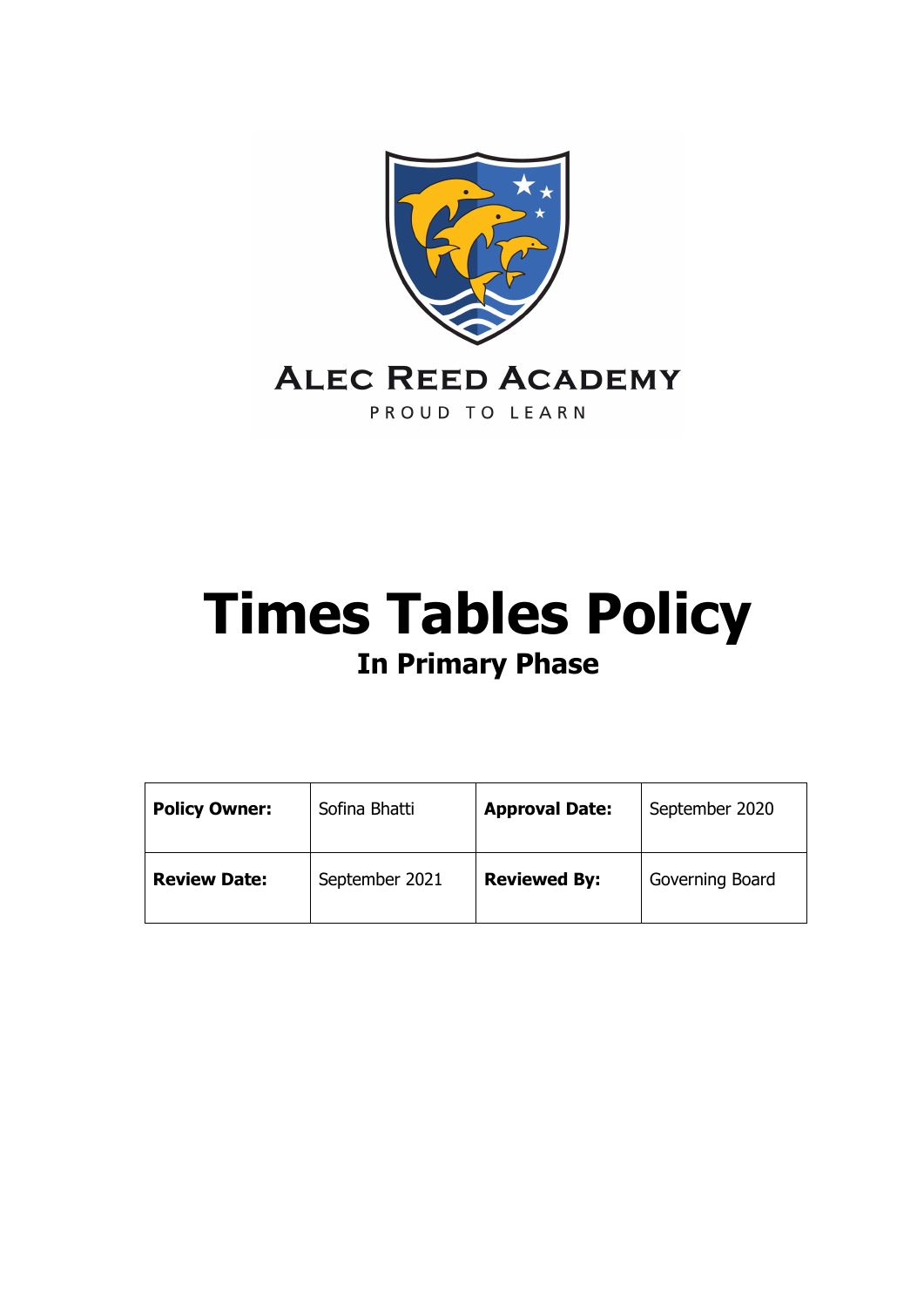ALEC REED ACADEMY

PROUD TO LEARN

# Times Tables Policy

## In Primary Phase

| **Policy Owner:** | Sofina Bhatti | **Approval Date:** | September 2020 |
| --- | --- | --- | --- |
| **Review Date:** | September 2021 | **Reviewed By:** | Governing Board |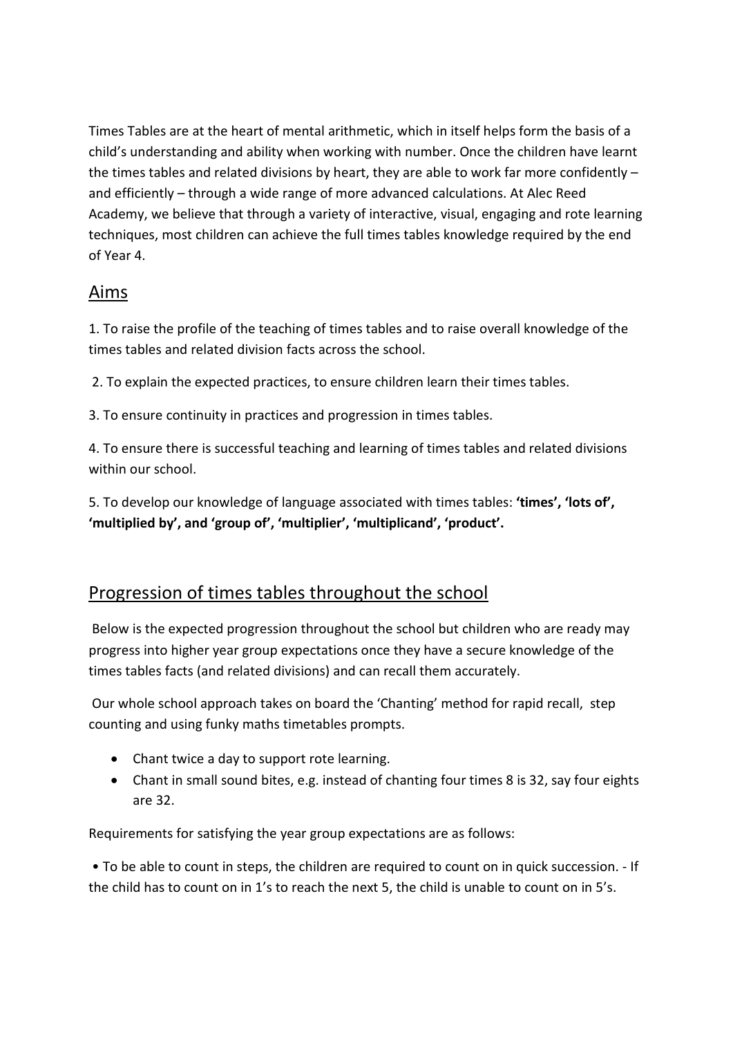Times Tables are at the heart of mental arithmetic, which in itself helps form the basis of a child's understanding and ability when working with number. Once the children have learnt the times tables and related divisions by heart, they are able to work far more confidently – and efficiently – through a wide range of more advanced calculations. At Alec Reed Academy, we believe that through a variety of interactive, visual, engaging and rote learning techniques, most children can achieve the full times tables knowledge required by the end of Year 4.

## Aims

1. To raise the profile of the teaching of times tables and to raise overall knowledge of the times tables and related division facts across the school.

2. To explain the expected practices, to ensure children learn their times tables.

3. To ensure continuity in practices and progression in times tables.

4. To ensure there is successful teaching and learning of times tables and related divisions within our school.

5. To develop our knowledge of language associated with times tables: **'times', 'lots of', 'multiplied by', and 'group of', 'multiplier', 'multiplicand', 'product'.**

## Progression of times tables throughout the school

Below is the expected progression throughout the school but children who are ready may progress into higher year group expectations once they have a secure knowledge of the times tables facts (and related divisions) and can recall them accurately.

Our whole school approach takes on board the 'Chanting' method for rapid recall, step counting and using funky maths timetables prompts.

- Chant twice a day to support rote learning.
- Chant in small sound bites, e.g. instead of chanting four times 8 is 32, say four eights are 32.

Requirements for satisfying the year group expectations are as follows:

• To be able to count in steps, the children are required to count on in quick succession. - If the child has to count on in 1's to reach the next 5, the child is unable to count on in 5's.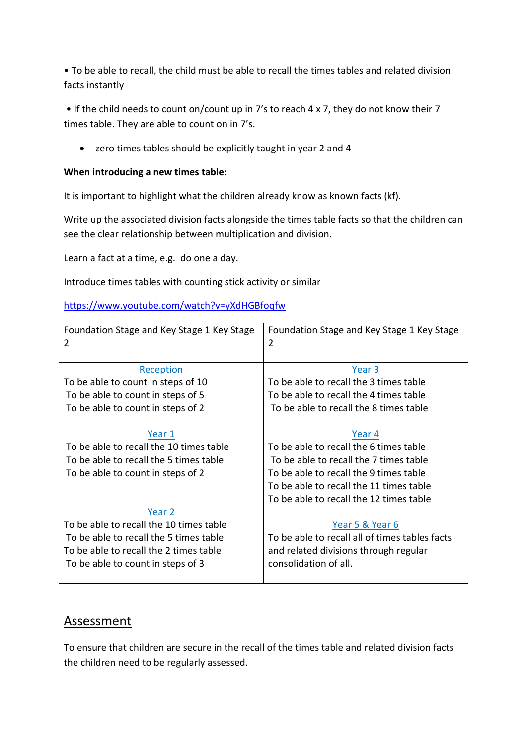• To be able to recall, the child must be able to recall the times tables and related division facts instantly

• If the child needs to count on/count up in 7's to reach 4 x 7, they do not know their 7 times table. They are able to count on in 7's.

- zero times tables should be explicitly taught in year 2 and 4

**When introducing a new times table:**

It is important to highlight what the children already know as known facts (kf).

Write up the associated division facts alongside the times table facts so that the children can see the clear relationship between multiplication and division.

Learn a fact at a time, e.g. do one a day.

Introduce times tables with counting stick activity or similar

https://www.youtube.com/watch?v=yXdHGBfoqfw

| Foundation Stage and Key Stage 1 Key Stage 2 | Foundation Stage and Key Stage 1 Key Stage 2 |
|---|---|
| Reception<br>To be able to count in steps of 10<br>To be able to count in steps of 5<br>To be able to count in steps of 2<br><br>Year 1<br>To be able to recall the 10 times table<br>To be able to recall the 5 times table<br>To be able to count in steps of 2<br><br>Year 2<br>To be able to recall the 10 times table<br>To be able to recall the 5 times table<br>To be able to recall the 2 times table<br>To be able to count in steps of 3 | Year 3<br>To be able to recall the 3 times table<br>To be able to recall the 4 times table<br>To be able to recall the 8 times table<br><br>Year 4<br>To be able to recall the 6 times table<br>To be able to recall the 7 times table<br>To be able to recall the 9 times table<br>To be able to recall the 11 times table<br>To be able to recall the 12 times table<br><br>Year 5 & Year 6<br>To be able to recall all of times tables facts and related divisions through regular consolidation of all. |

## Assessment

To ensure that children are secure in the recall of the times table and related division facts the children need to be regularly assessed.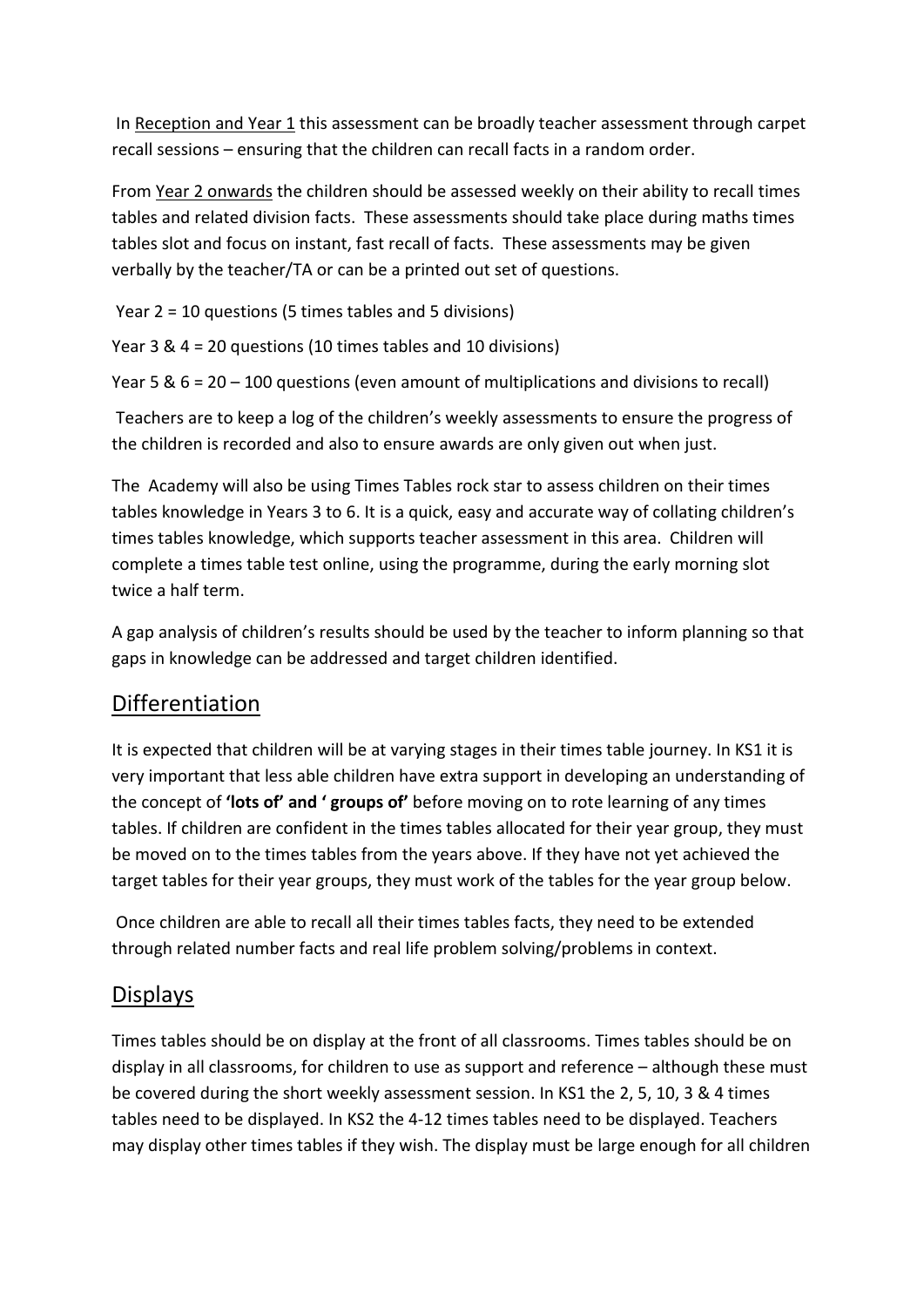In <u>Reception and Year 1</u> this assessment can be broadly teacher assessment through carpet recall sessions – ensuring that the children can recall facts in a random order.

From <u>Year 2 onwards</u> the children should be assessed weekly on their ability to recall times tables and related division facts. These assessments should take place during maths times tables slot and focus on instant, fast recall of facts. These assessments may be given verbally by the teacher/TA or can be a printed out set of questions.

Year 2 = 10 questions (5 times tables and 5 divisions)

Year 3 & 4 = 20 questions (10 times tables and 10 divisions)

Year 5 & 6 = 20 – 100 questions (even amount of multiplications and divisions to recall)

Teachers are to keep a log of the children's weekly assessments to ensure the progress of the children is recorded and also to ensure awards are only given out when just.

The Academy will also be using Times Tables rock star to assess children on their times tables knowledge in Years 3 to 6. It is a quick, easy and accurate way of collating children's times tables knowledge, which supports teacher assessment in this area. Children will complete a times table test online, using the programme, during the early morning slot twice a half term.

A gap analysis of children's results should be used by the teacher to inform planning so that gaps in knowledge can be addressed and target children identified.

## Differentiation

It is expected that children will be at varying stages in their times table journey. In KS1 it is very important that less able children have extra support in developing an understanding of the concept of **'lots of' and ' groups of'** before moving on to rote learning of any times tables. If children are confident in the times tables allocated for their year group, they must be moved on to the times tables from the years above. If they have not yet achieved the target tables for their year groups, they must work of the tables for the year group below.

Once children are able to recall all their times tables facts, they need to be extended through related number facts and real life problem solving/problems in context.

## Displays

Times tables should be on display at the front of all classrooms. Times tables should be on display in all classrooms, for children to use as support and reference – although these must be covered during the short weekly assessment session. In KS1 the 2, 5, 10, 3 & 4 times tables need to be displayed. In KS2 the 4-12 times tables need to be displayed. Teachers may display other times tables if they wish. The display must be large enough for all children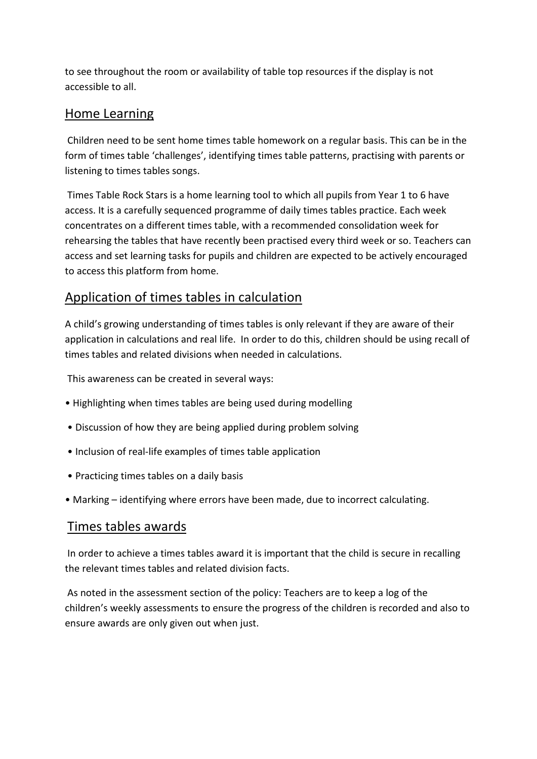to see throughout the room or availability of table top resources if the display is not accessible to all.

## Home Learning

Children need to be sent home times table homework on a regular basis. This can be in the form of times table 'challenges', identifying times table patterns, practising with parents or listening to times tables songs.

Times Table Rock Stars is a home learning tool to which all pupils from Year 1 to 6 have access. It is a carefully sequenced programme of daily times tables practice. Each week concentrates on a different times table, with a recommended consolidation week for rehearsing the tables that have recently been practised every third week or so. Teachers can access and set learning tasks for pupils and children are expected to be actively encouraged to access this platform from home.

## Application of times tables in calculation

A child's growing understanding of times tables is only relevant if they are aware of their application in calculations and real life. In order to do this, children should be using recall of times tables and related divisions when needed in calculations.

This awareness can be created in several ways:

- Highlighting when times tables are being used during modelling
- Discussion of how they are being applied during problem solving
- Inclusion of real-life examples of times table application
- Practicing times tables on a daily basis
- Marking – identifying where errors have been made, due to incorrect calculating.

## Times tables awards

In order to achieve a times tables award it is important that the child is secure in recalling the relevant times tables and related division facts.

As noted in the assessment section of the policy: Teachers are to keep a log of the children's weekly assessments to ensure the progress of the children is recorded and also to ensure awards are only given out when just.